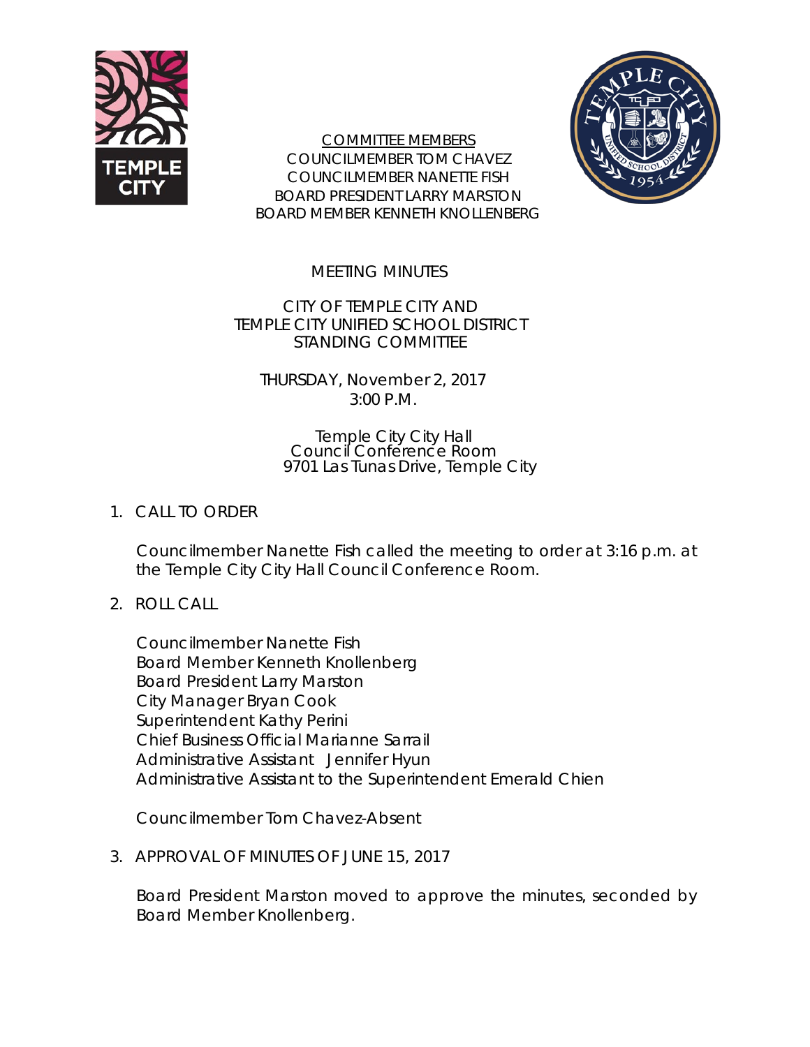COMMITTEE MEMBERS
COUNCILMEMBER TOM CHAVEZ
COUNCILMEMBER NANETTE FISH
BOARD PRESIDENT LARRY MARSTON
BOARD MEMBER KENNETH KNOLLENBERG

# MEETING MINUTES

## CITY OF TEMPLE CITY AND TEMPLE CITY UNIFIED SCHOOL DISTRICT STANDING COMMITTEE

THURSDAY, November 2, 2017
3:00 P.M.

Temple City City Hall
Council Conference Room
9701 Las Tunas Drive, Temple City

1. CALL TO ORDER

   Councilmember Nanette Fish called the meeting to order at 3:16 p.m. at the Temple City City Hall Council Conference Room.

2. ROLL CALL

   Councilmember Nanette Fish
   Board Member Kenneth Knollenberg
   Board President Larry Marston
   City Manager Bryan Cook
   Superintendent Kathy Perini
   Chief Business Official Marianne Sarrail
   Administrative Assistant Jennifer Hyun
   Administrative Assistant to the Superintendent Emerald Chien

   Councilmember Tom Chavez-Absent

3. APPROVAL OF MINUTES OF JUNE 15, 2017

   Board President Marston moved to approve the minutes, seconded by Board Member Knollenberg.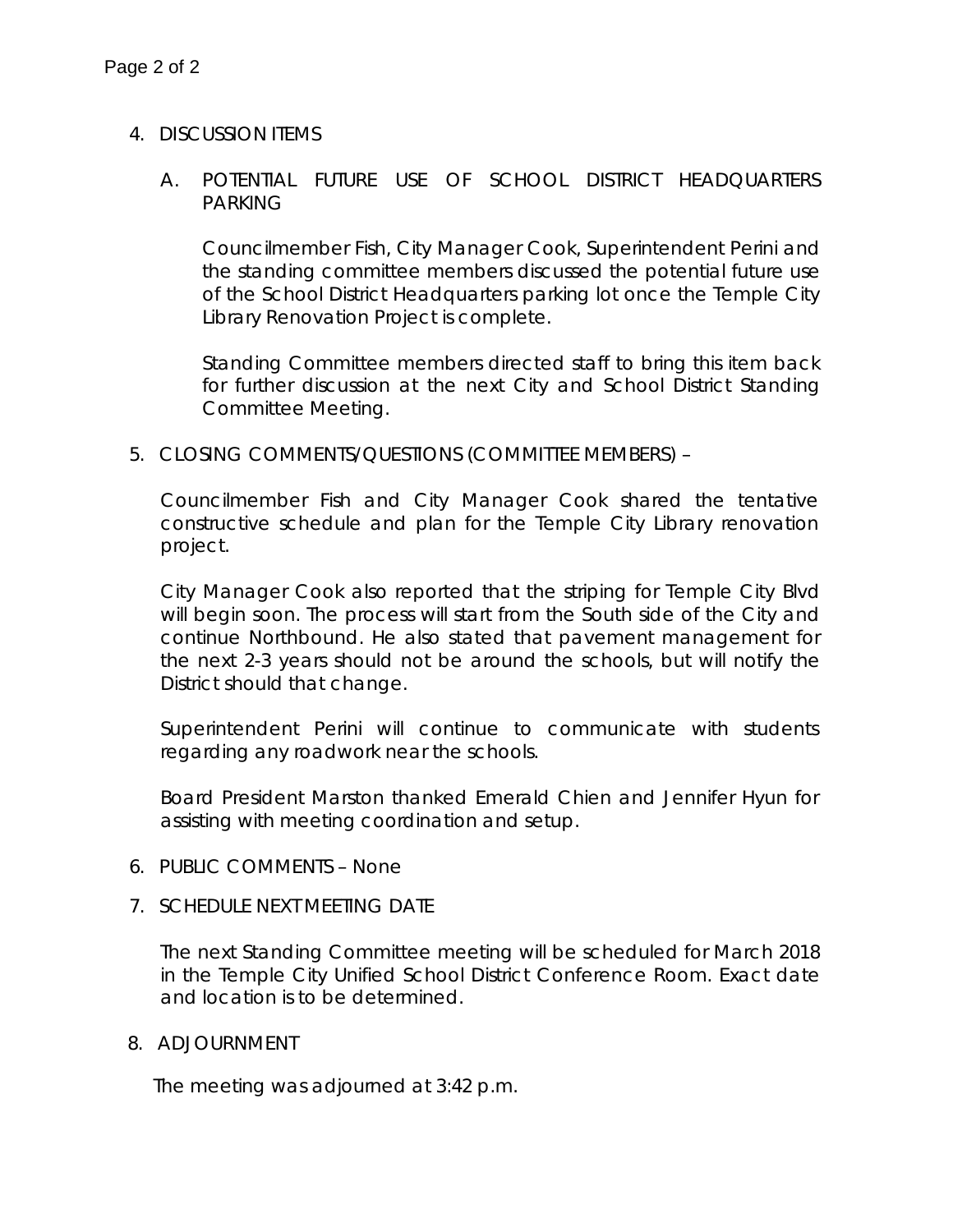4. DISCUSSION ITEMS

   A. POTENTIAL FUTURE USE OF SCHOOL DISTRICT HEADQUARTERS PARKING

      Councilmember Fish, City Manager Cook, Superintendent Perini and the standing committee members discussed the potential future use of the School District Headquarters parking lot once the Temple City Library Renovation Project is complete.

      Standing Committee members directed staff to bring this item back for further discussion at the next City and School District Standing Committee Meeting.

5. CLOSING COMMENTS/QUESTIONS (COMMITTEE MEMBERS) –

   Councilmember Fish and City Manager Cook shared the tentative constructive schedule and plan for the Temple City Library renovation project.

   City Manager Cook also reported that the striping for Temple City Blvd will begin soon. The process will start from the South side of the City and continue Northbound. He also stated that pavement management for the next 2-3 years should not be around the schools, but will notify the District should that change.

   Superintendent Perini will continue to communicate with students regarding any roadwork near the schools.

   Board President Marston thanked Emerald Chien and Jennifer Hyun for assisting with meeting coordination and setup.

6. PUBLIC COMMENTS – None

7. SCHEDULE NEXT MEETING DATE

   The next Standing Committee meeting will be scheduled for March 2018 in the Temple City Unified School District Conference Room. Exact date and location is to be determined.

8. ADJOURNMENT

   The meeting was adjourned at 3:42 p.m.